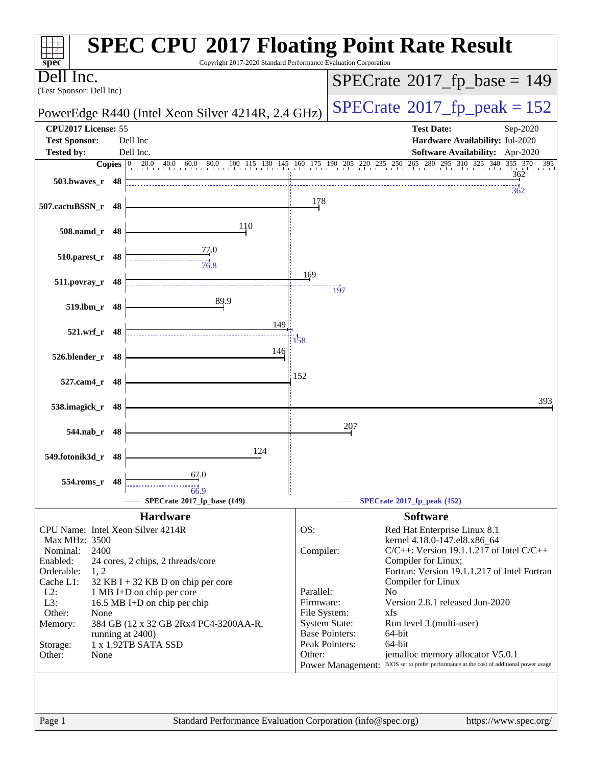# SPEC CPU 2017 Floating Point Rate Result

Copyright 2017-2020 Standard Performance Evaluation Corporation

**Dell Inc.**
(Test Sponsor: Dell Inc)

PowerEdge R440 (Intel Xeon Silver 4214R, 2.4 GHz)

SPECrate 2017_fp_base = 149

SPECrate 2017_fp_peak = 152

| | | | |
|---|---|---|---|
| **CPU2017 License:** | 55 | **Test Date:** | Sep-2020 |
| **Test Sponsor:** | Dell Inc | **Hardware Availability:** | Jul-2020 |
| **Tested by:** | Dell Inc. | **Software Availability:** | Apr-2020 |

Copies 0 20.0 40.0 60.0 80.0 100 115 130 145 160 175 190 205 220 235 250 265 280 295 310 325 340 355 370 395

503.bwaves_r 48 362 362

507.cactuBSSN_r 48 178

508.namd_r 48 110

510.parest_r 48 77.0 76.8

511.povray_r 48 169 197

519.lbm_r 48 89.9

521.wrf_r 48 149 158

526.blender_r 48 146

527.cam4_r 48 152

538.imagick_r 48 393

544.nab_r 48 207

549.fotonik3d_r 48 124

554.roms_r 48 67.0 66.9

SPECrate 2017_fp_base (149)

SPECrate 2017_fp_peak (152)

## Hardware

| | |
|---|---|
| CPU Name: | Intel Xeon Silver 4214R |
| Max MHz: | 3500 |
| Nominal: | 2400 |
| Enabled: | 24 cores, 2 chips, 2 threads/core |
| Orderable: | 1, 2 |
| Cache L1: | 32 KB I + 32 KB D on chip per core |
| L2: | 1 MB I+D on chip per core |
| L3: | 16.5 MB I+D on chip per chip |
| Other: | None |
| Memory: | 384 GB (12 x 32 GB 2Rx4 PC4-3200AA-R, running at 2400) |
| Storage: | 1 x 1.92TB SATA SSD |
| Other: | None |

## Software

| | |
|---|---|
| OS: | Red Hat Enterprise Linux 8.1 kernel 4.18.0-147.el8.x86_64 |
| Compiler: | C/C++: Version 19.1.1.217 of Intel C/C++ Compiler for Linux; Fortran: Version 19.1.1.217 of Intel Fortran Compiler for Linux |
| Parallel: | No |
| Firmware: | Version 2.8.1 released Jun-2020 |
| File System: | xfs |
| System State: | Run level 3 (multi-user) |
| Base Pointers: | 64-bit |
| Peak Pointers: | 64-bit |
| Other: | jemalloc memory allocator V5.0.1 |
| Power Management: | BIOS set to prefer performance at the cost of additional power usage |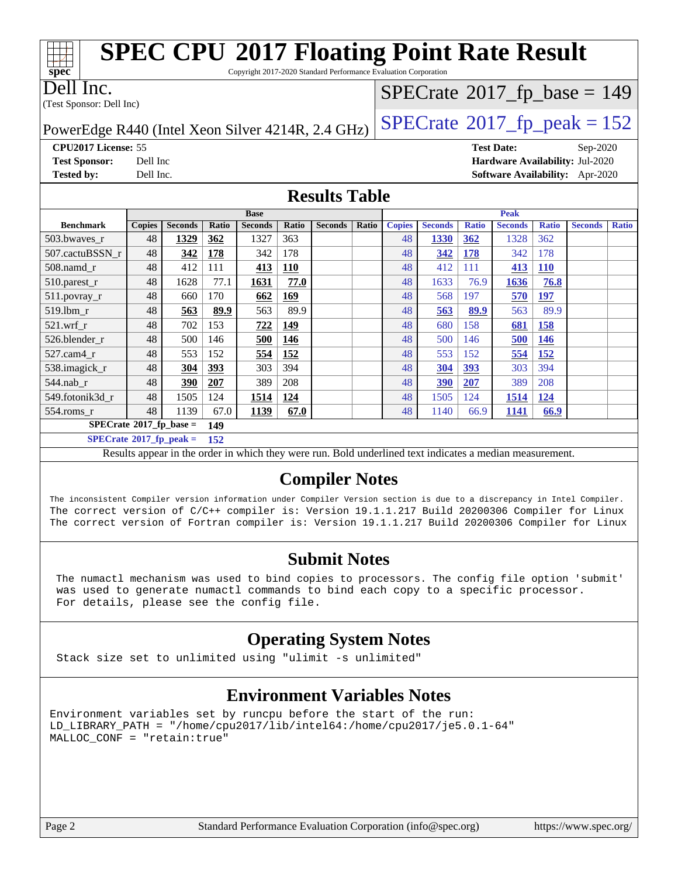# SPEC CPU 2017 Floating Point Rate Result

Copyright 2017-2020 Standard Performance Evaluation Corporation

Dell Inc.
(Test Sponsor: Dell Inc)

PowerEdge R440 (Intel Xeon Silver 4214R, 2.4 GHz)

SPECrate 2017_fp_base = 149

SPECrate 2017_fp_peak = 152

**CPU2017 License:** 55
**Test Sponsor:** Dell Inc
**Tested by:** Dell Inc.

**Test Date:** Sep-2020
**Hardware Availability:** Jul-2020
**Software Availability:** Apr-2020

## Results Table

| | Base | | | | | | | Peak | | | | | | |
|---|---|---|---|---|---|---|---|---|---|---|---|---|---|---|
| **Benchmark** | **Copies** | **Seconds** | **Ratio** | **Seconds** | **Ratio** | **Seconds** | **Ratio** | **Copies** | **Seconds** | **Ratio** | **Seconds** | **Ratio** | **Seconds** | **Ratio** |
| 503.bwaves_r | 48 | **1329** | **362** | 1327 | 363 | | | 48 | **1330** | **362** | 1328 | 362 | | |
| 507.cactuBSSN_r | 48 | **342** | **178** | 342 | 178 | | | 48 | **342** | **178** | 342 | 178 | | |
| 508.namd_r | 48 | 412 | 111 | **413** | **110** | | | 48 | 412 | 111 | **413** | **110** | | |
| 510.parest_r | 48 | 1628 | 77.1 | **1631** | **77.0** | | | 48 | 1633 | 76.9 | **1636** | **76.8** | | |
| 511.povray_r | 48 | 660 | 170 | **662** | **169** | | | 48 | 568 | 197 | **570** | **197** | | |
| 519.lbm_r | 48 | **563** | **89.9** | 563 | 89.9 | | | 48 | **563** | **89.9** | 563 | 89.9 | | |
| 521.wrf_r | 48 | 702 | 153 | **722** | **149** | | | 48 | 680 | 158 | **681** | **158** | | |
| 526.blender_r | 48 | 500 | 146 | **500** | **146** | | | 48 | 500 | 146 | **500** | **146** | | |
| 527.cam4_r | 48 | 553 | 152 | **554** | **152** | | | 48 | 553 | 152 | **554** | **152** | | |
| 538.imagick_r | 48 | **304** | **393** | 303 | 394 | | | 48 | **304** | **393** | 303 | 394 | | |
| 544.nab_r | 48 | **390** | **207** | 389 | 208 | | | 48 | **390** | **207** | 389 | 208 | | |
| 549.fotonik3d_r | 48 | 1505 | 124 | **1514** | **124** | | | 48 | 1505 | 124 | **1514** | **124** | | |
| 554.roms_r | 48 | 1139 | 67.0 | **1139** | **67.0** | | | 48 | 1140 | 66.9 | **1141** | **66.9** | | |

**SPECrate 2017_fp_base =** **149**

**SPECrate 2017_fp_peak =** **152**

Results appear in the order in which they were run. Bold underlined text indicates a median measurement.

## Compiler Notes

```
The inconsistent Compiler version information under Compiler Version section is due to a discrepancy in Intel Compiler.
The correct version of C/C++ compiler is: Version 19.1.1.217 Build 20200306 Compiler for Linux
The correct version of Fortran compiler is: Version 19.1.1.217 Build 20200306 Compiler for Linux
```

## Submit Notes

```
The numactl mechanism was used to bind copies to processors. The config file option 'submit'
was used to generate numactl commands to bind each copy to a specific processor.
For details, please see the config file.
```

## Operating System Notes

```
Stack size set to unlimited using "ulimit -s unlimited"
```

## Environment Variables Notes

```
Environment variables set by runcpu before the start of the run:
LD_LIBRARY_PATH = "/home/cpu2017/lib/intel64:/home/cpu2017/je5.0.1-64"
MALLOC_CONF = "retain:true"
```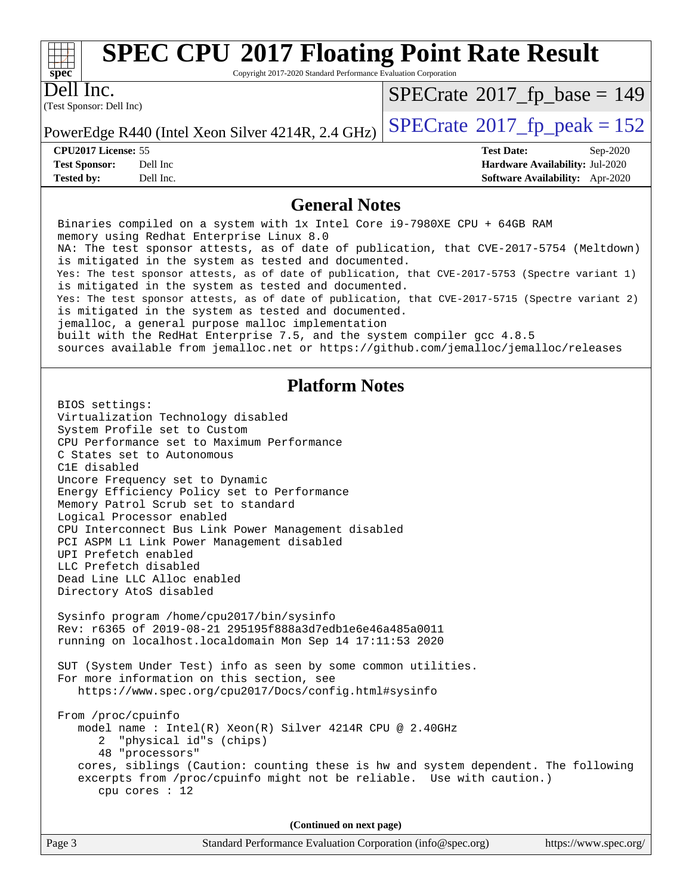# SPEC CPU 2017 Floating Point Rate Result

Copyright 2017-2020 Standard Performance Evaluation Corporation

Dell Inc.
(Test Sponsor: Dell Inc)

PowerEdge R440 (Intel Xeon Silver 4214R, 2.4 GHz)

SPECrate 2017_fp_base = 149

SPECrate 2017_fp_peak = 152

| | | | |
|---|---|---|---|
| **CPU2017 License:** | 55 | **Test Date:** | Sep-2020 |
| **Test Sponsor:** | Dell Inc | **Hardware Availability:** | Jul-2020 |
| **Tested by:** | Dell Inc. | **Software Availability:** | Apr-2020 |

## General Notes

```
Binaries compiled on a system with 1x Intel Core i9-7980XE CPU + 64GB RAM
memory using Redhat Enterprise Linux 8.0
NA: The test sponsor attests, as of date of publication, that CVE-2017-5754 (Meltdown)
is mitigated in the system as tested and documented.
Yes: The test sponsor attests, as of date of publication, that CVE-2017-5753 (Spectre variant 1)
is mitigated in the system as tested and documented.
Yes: The test sponsor attests, as of date of publication, that CVE-2017-5715 (Spectre variant 2)
is mitigated in the system as tested and documented.
jemalloc, a general purpose malloc implementation
built with the RedHat Enterprise 7.5, and the system compiler gcc 4.8.5
sources available from jemalloc.net or https://github.com/jemalloc/jemalloc/releases
```

## Platform Notes

```
BIOS settings:
Virtualization Technology disabled
System Profile set to Custom
CPU Performance set to Maximum Performance
C States set to Autonomous
C1E disabled
Uncore Frequency set to Dynamic
Energy Efficiency Policy set to Performance
Memory Patrol Scrub set to standard
Logical Processor enabled
CPU Interconnect Bus Link Power Management disabled
PCI ASPM L1 Link Power Management disabled
UPI Prefetch enabled
LLC Prefetch disabled
Dead Line LLC Alloc enabled
Directory AtoS disabled

Sysinfo program /home/cpu2017/bin/sysinfo
Rev: r6365 of 2019-08-21 295195f888a3d7edb1e6e46a485a0011
running on localhost.localdomain Mon Sep 14 17:11:53 2020

SUT (System Under Test) info as seen by some common utilities.
For more information on this section, see
   https://www.spec.org/cpu2017/Docs/config.html#sysinfo

From /proc/cpuinfo
   model name : Intel(R) Xeon(R) Silver 4214R CPU @ 2.40GHz
      2  "physical id"s (chips)
      48 "processors"
   cores, siblings (Caution: counting these is hw and system dependent. The following
   excerpts from /proc/cpuinfo might not be reliable.  Use with caution.)
      cpu cores : 12
```

(Continued on next page)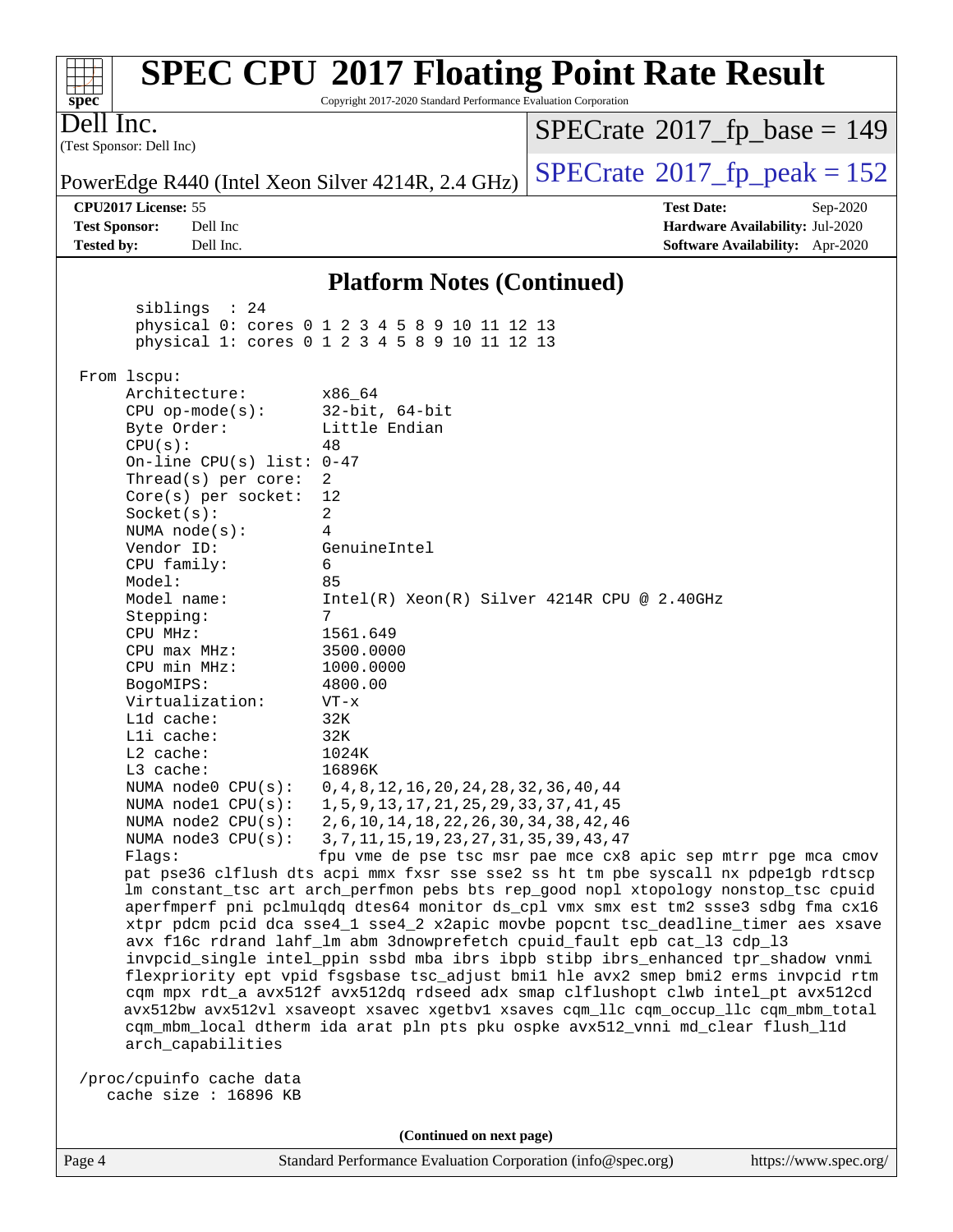## Platform Notes (Continued)

```
     siblings  : 24
     physical 0: cores 0 1 2 3 4 5 8 9 10 11 12 13
     physical 1: cores 0 1 2 3 4 5 8 9 10 11 12 13

From lscpu:
    Architecture:        x86_64
    CPU op-mode(s):      32-bit, 64-bit
    Byte Order:          Little Endian
    CPU(s):              48
    On-line CPU(s) list: 0-47
    Thread(s) per core:  2
    Core(s) per socket:  12
    Socket(s):           2
    NUMA node(s):        4
    Vendor ID:           GenuineIntel
    CPU family:          6
    Model:               85
    Model name:          Intel(R) Xeon(R) Silver 4214R CPU @ 2.40GHz
    Stepping:            7
    CPU MHz:             1561.649
    CPU max MHz:         3500.0000
    CPU min MHz:         1000.0000
    BogoMIPS:            4800.00
    Virtualization:      VT-x
    L1d cache:           32K
    L1i cache:           32K
    L2 cache:            1024K
    L3 cache:            16896K
    NUMA node0 CPU(s):   0,4,8,12,16,20,24,28,32,36,40,44
    NUMA node1 CPU(s):   1,5,9,13,17,21,25,29,33,37,41,45
    NUMA node2 CPU(s):   2,6,10,14,18,22,26,30,34,38,42,46
    NUMA node3 CPU(s):   3,7,11,15,19,23,27,31,35,39,43,47
    Flags:               fpu vme de pse tsc msr pae mce cx8 apic sep mtrr pge mca cmov
    pat pse36 clflush dts acpi mmx fxsr sse sse2 ss ht tm pbe syscall nx pdpe1gb rdtscp
    lm constant_tsc art arch_perfmon pebs bts rep_good nopl xtopology nonstop_tsc cpuid
    aperfmperf pni pclmulqdq dtes64 monitor ds_cpl vmx smx est tm2 ssse3 sdbg fma cx16
    xtpr pdcm pcid dca sse4_1 sse4_2 x2apic movbe popcnt tsc_deadline_timer aes xsave
    avx f16c rdrand lahf_lm abm 3dnowprefetch cpuid_fault epb cat_l3 cdp_l3
    invpcid_single intel_ppin ssbd mba ibrs ibpb stibp ibrs_enhanced tpr_shadow vnmi
    flexpriority ept vpid fsgsbase tsc_adjust bmi1 hle avx2 smep bmi2 erms invpcid rtm
    cqm mpx rdt_a avx512f avx512dq rdseed adx smap clflushopt clwb intel_pt avx512cd
    avx512bw avx512vl xsaveopt xsavec xgetbv1 xsaves cqm_llc cqm_occup_llc cqm_mbm_total
    cqm_mbm_local dtherm ida arat pln pts pku ospke avx512_vnni md_clear flush_l1d
    arch_capabilities

 /proc/cpuinfo cache data
    cache size : 16896 KB
```

(Continued on next page)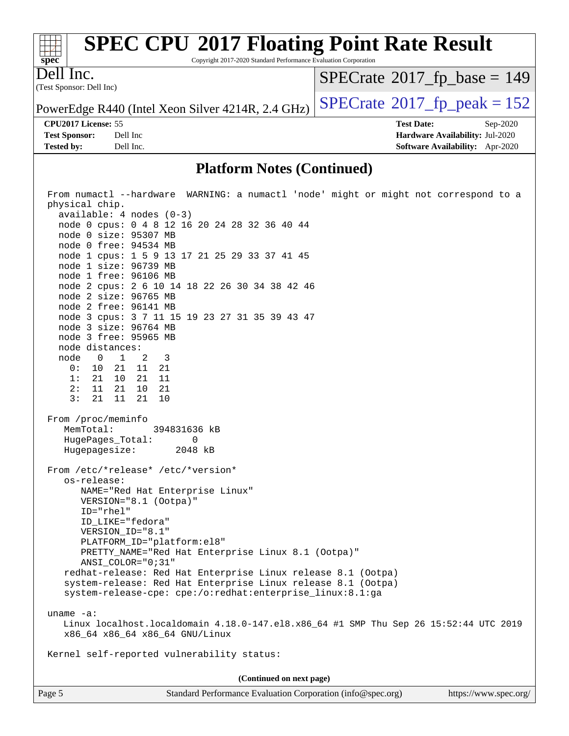## Platform Notes (Continued)

```
From numactl --hardware  WARNING: a numactl 'node' might or might not correspond to a
physical chip.
  available: 4 nodes (0-3)
  node 0 cpus: 0 4 8 12 16 20 24 28 32 36 40 44
  node 0 size: 95307 MB
  node 0 free: 94534 MB
  node 1 cpus: 1 5 9 13 17 21 25 29 33 37 41 45
  node 1 size: 96739 MB
  node 1 free: 96106 MB
  node 2 cpus: 2 6 10 14 18 22 26 30 34 38 42 46
  node 2 size: 96765 MB
  node 2 free: 96141 MB
  node 3 cpus: 3 7 11 15 19 23 27 31 35 39 43 47
  node 3 size: 96764 MB
  node 3 free: 95965 MB
  node distances:
  node   0   1   2   3
    0:  10  21  11  21
    1:  21  10  21  11
    2:  11  21  10  21
    3:  21  11  21  10

From /proc/meminfo
   MemTotal:       394831636 kB
   HugePages_Total:       0
   Hugepagesize:       2048 kB

From /etc/*release* /etc/*version*
   os-release:
      NAME="Red Hat Enterprise Linux"
      VERSION="8.1 (Ootpa)"
      ID="rhel"
      ID_LIKE="fedora"
      VERSION_ID="8.1"
      PLATFORM_ID="platform:el8"
      PRETTY_NAME="Red Hat Enterprise Linux 8.1 (Ootpa)"
      ANSI_COLOR="0;31"
   redhat-release: Red Hat Enterprise Linux release 8.1 (Ootpa)
   system-release: Red Hat Enterprise Linux release 8.1 (Ootpa)
   system-release-cpe: cpe:/o:redhat:enterprise_linux:8.1:ga

uname -a:
   Linux localhost.localdomain 4.18.0-147.el8.x86_64 #1 SMP Thu Sep 26 15:52:44 UTC 2019
   x86_64 x86_64 x86_64 GNU/Linux

Kernel self-reported vulnerability status:
```

**(Continued on next page)**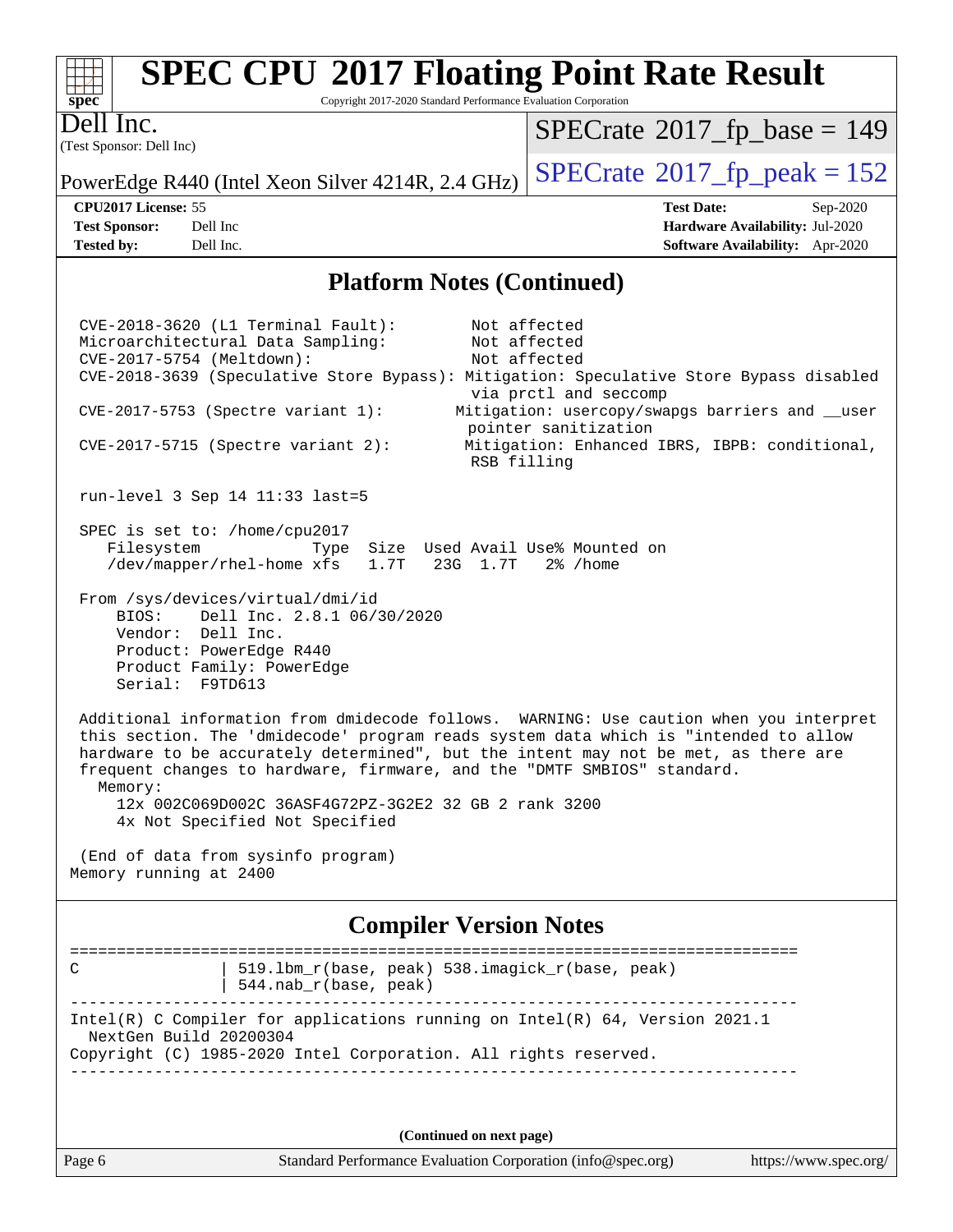## Platform Notes (Continued)

```
CVE-2018-3620 (L1 Terminal Fault):         Not affected
Microarchitectural Data Sampling:          Not affected
CVE-2017-5754 (Meltdown):                  Not affected
CVE-2018-3639 (Speculative Store Bypass): Mitigation: Speculative Store Bypass disabled
                                           via prctl and seccomp
CVE-2017-5753 (Spectre variant 1):        Mitigation: usercopy/swapgs barriers and __user
                                           pointer sanitization
CVE-2017-5715 (Spectre variant 2):        Mitigation: Enhanced IBRS, IBPB: conditional,
                                           RSB filling

run-level 3 Sep 14 11:33 last=5

SPEC is set to: /home/cpu2017
   Filesystem            Type  Size  Used Avail Use% Mounted on
   /dev/mapper/rhel-home xfs   1.7T   23G  1.7T   2% /home

From /sys/devices/virtual/dmi/id
    BIOS:    Dell Inc. 2.8.1 06/30/2020
    Vendor:  Dell Inc.
    Product: PowerEdge R440
    Product Family: PowerEdge
    Serial:  F9TD613

Additional information from dmidecode follows.  WARNING: Use caution when you interpret
this section. The 'dmidecode' program reads system data which is "intended to allow
hardware to be accurately determined", but the intent may not be met, as there are
frequent changes to hardware, firmware, and the "DMTF SMBIOS" standard.
  Memory:
    12x 002C069D002C 36ASF4G72PZ-3G2E2 32 GB 2 rank 3200
    4x Not Specified Not Specified

(End of data from sysinfo program)
Memory running at 2400
```

## Compiler Version Notes

```
==============================================================================
C               | 519.lbm_r(base, peak) 538.imagick_r(base, peak)
                | 544.nab_r(base, peak)
------------------------------------------------------------------------------
Intel(R) C Compiler for applications running on Intel(R) 64, Version 2021.1
  NextGen Build 20200304
Copyright (C) 1985-2020 Intel Corporation. All rights reserved.
------------------------------------------------------------------------------
```

(Continued on next page)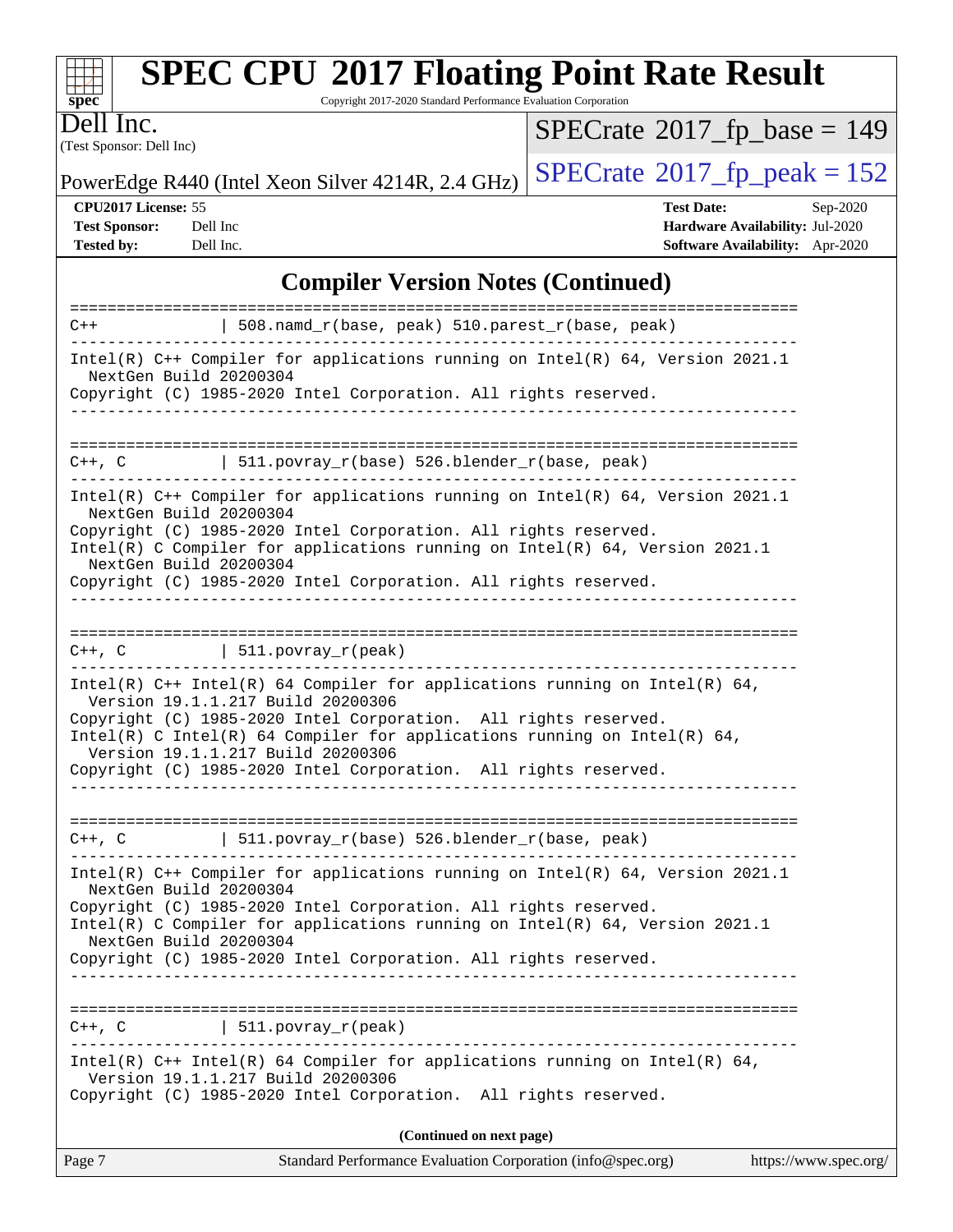## Compiler Version Notes (Continued)

```
==============================================================================
C++             | 508.namd_r(base, peak) 510.parest_r(base, peak)
------------------------------------------------------------------------------
Intel(R) C++ Compiler for applications running on Intel(R) 64, Version 2021.1
  NextGen Build 20200304
Copyright (C) 1985-2020 Intel Corporation. All rights reserved.
------------------------------------------------------------------------------

==============================================================================
C++, C          | 511.povray_r(base) 526.blender_r(base, peak)
------------------------------------------------------------------------------
Intel(R) C++ Compiler for applications running on Intel(R) 64, Version 2021.1
  NextGen Build 20200304
Copyright (C) 1985-2020 Intel Corporation. All rights reserved.
Intel(R) C Compiler for applications running on Intel(R) 64, Version 2021.1
  NextGen Build 20200304
Copyright (C) 1985-2020 Intel Corporation. All rights reserved.
------------------------------------------------------------------------------

==============================================================================
C++, C          | 511.povray_r(peak)
------------------------------------------------------------------------------
Intel(R) C++ Intel(R) 64 Compiler for applications running on Intel(R) 64,
  Version 19.1.1.217 Build 20200306
Copyright (C) 1985-2020 Intel Corporation.  All rights reserved.
Intel(R) C Intel(R) 64 Compiler for applications running on Intel(R) 64,
  Version 19.1.1.217 Build 20200306
Copyright (C) 1985-2020 Intel Corporation.  All rights reserved.
------------------------------------------------------------------------------

==============================================================================
C++, C          | 511.povray_r(base) 526.blender_r(base, peak)
------------------------------------------------------------------------------
Intel(R) C++ Compiler for applications running on Intel(R) 64, Version 2021.1
  NextGen Build 20200304
Copyright (C) 1985-2020 Intel Corporation. All rights reserved.
Intel(R) C Compiler for applications running on Intel(R) 64, Version 2021.1
  NextGen Build 20200304
Copyright (C) 1985-2020 Intel Corporation. All rights reserved.
------------------------------------------------------------------------------

==============================================================================
C++, C          | 511.povray_r(peak)
------------------------------------------------------------------------------
Intel(R) C++ Intel(R) 64 Compiler for applications running on Intel(R) 64,
  Version 19.1.1.217 Build 20200306
Copyright (C) 1985-2020 Intel Corporation.  All rights reserved.
```

**(Continued on next page)**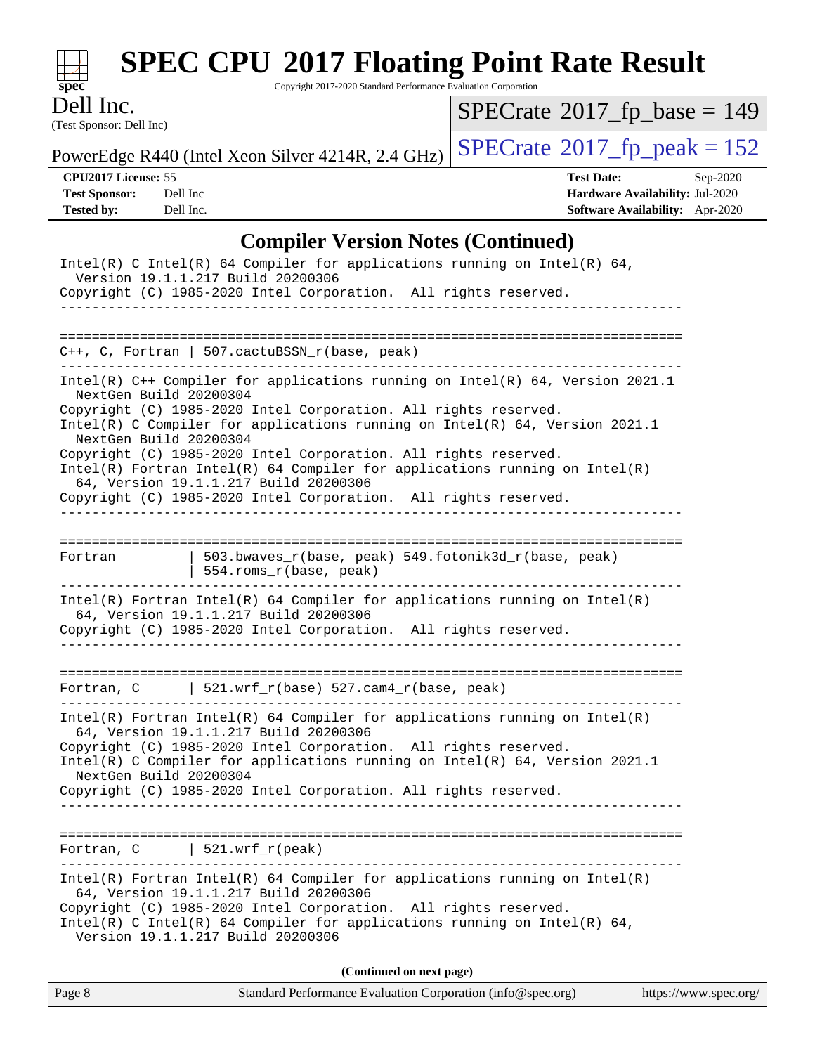## Compiler Version Notes (Continued)

```
Intel(R) C Intel(R) 64 Compiler for applications running on Intel(R) 64,
  Version 19.1.1.217 Build 20200306
Copyright (C) 1985-2020 Intel Corporation.  All rights reserved.
------------------------------------------------------------------------------

==============================================================================
C++, C, Fortran | 507.cactuBSSN_r(base, peak)
------------------------------------------------------------------------------
Intel(R) C++ Compiler for applications running on Intel(R) 64, Version 2021.1
  NextGen Build 20200304
Copyright (C) 1985-2020 Intel Corporation. All rights reserved.
Intel(R) C Compiler for applications running on Intel(R) 64, Version 2021.1
  NextGen Build 20200304
Copyright (C) 1985-2020 Intel Corporation. All rights reserved.
Intel(R) Fortran Intel(R) 64 Compiler for applications running on Intel(R)
  64, Version 19.1.1.217 Build 20200306
Copyright (C) 1985-2020 Intel Corporation.  All rights reserved.
------------------------------------------------------------------------------

==============================================================================
Fortran         | 503.bwaves_r(base, peak) 549.fotonik3d_r(base, peak)
                | 554.roms_r(base, peak)
------------------------------------------------------------------------------
Intel(R) Fortran Intel(R) 64 Compiler for applications running on Intel(R)
  64, Version 19.1.1.217 Build 20200306
Copyright (C) 1985-2020 Intel Corporation.  All rights reserved.
------------------------------------------------------------------------------

==============================================================================
Fortran, C      | 521.wrf_r(base) 527.cam4_r(base, peak)
------------------------------------------------------------------------------
Intel(R) Fortran Intel(R) 64 Compiler for applications running on Intel(R)
  64, Version 19.1.1.217 Build 20200306
Copyright (C) 1985-2020 Intel Corporation.  All rights reserved.
Intel(R) C Compiler for applications running on Intel(R) 64, Version 2021.1
  NextGen Build 20200304
Copyright (C) 1985-2020 Intel Corporation. All rights reserved.
------------------------------------------------------------------------------

==============================================================================
Fortran, C      | 521.wrf_r(peak)
------------------------------------------------------------------------------
Intel(R) Fortran Intel(R) 64 Compiler for applications running on Intel(R)
  64, Version 19.1.1.217 Build 20200306
Copyright (C) 1985-2020 Intel Corporation.  All rights reserved.
Intel(R) C Intel(R) 64 Compiler for applications running on Intel(R) 64,
  Version 19.1.1.217 Build 20200306
```

**(Continued on next page)**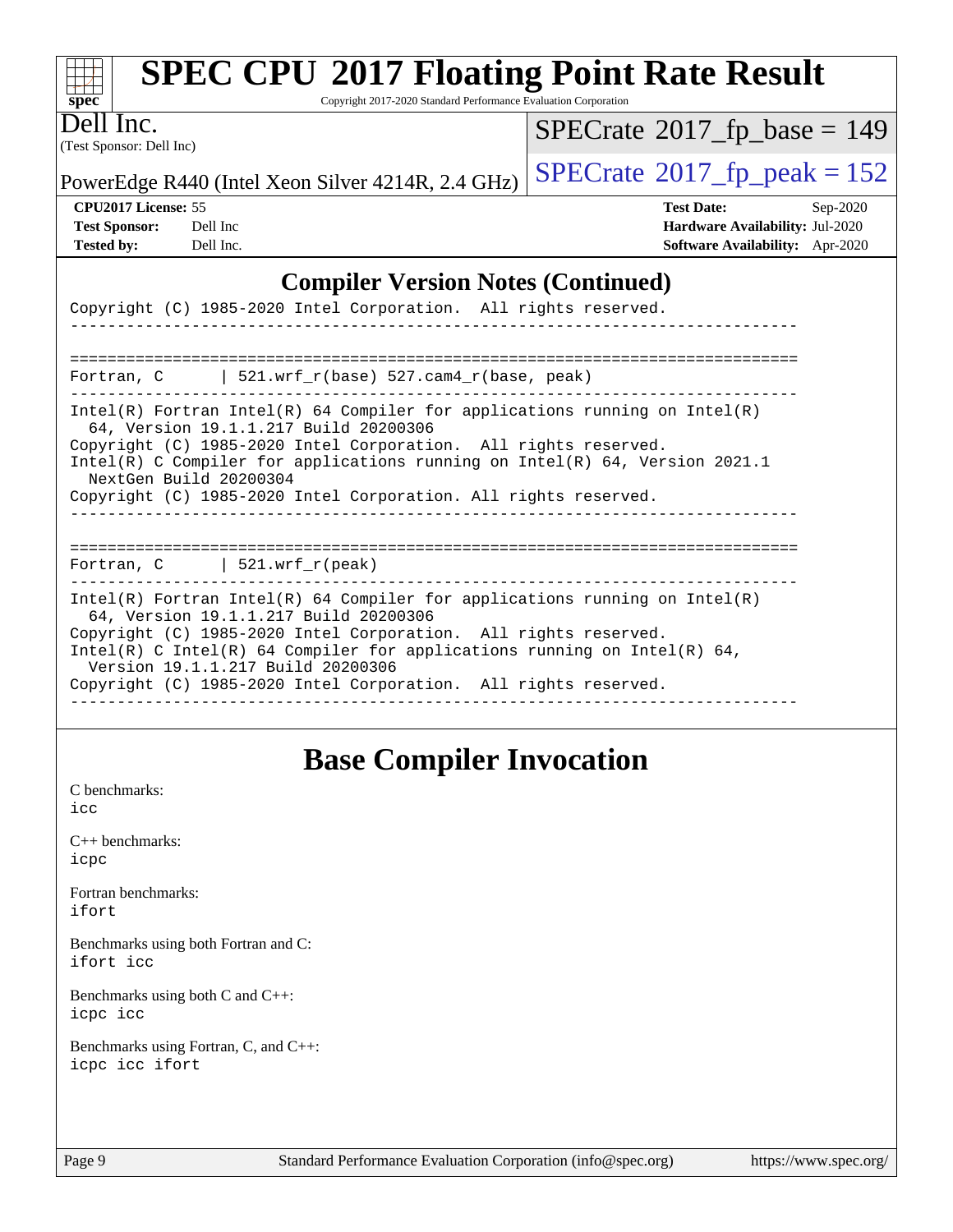## Compiler Version Notes (Continued)

```
Copyright (C) 1985-2020 Intel Corporation.  All rights reserved.
------------------------------------------------------------------------------

==============================================================================
Fortran, C      | 521.wrf_r(base) 527.cam4_r(base, peak)
------------------------------------------------------------------------------
Intel(R) Fortran Intel(R) 64 Compiler for applications running on Intel(R)
  64, Version 19.1.1.217 Build 20200306
Copyright (C) 1985-2020 Intel Corporation.  All rights reserved.
Intel(R) C Compiler for applications running on Intel(R) 64, Version 2021.1
  NextGen Build 20200304
Copyright (C) 1985-2020 Intel Corporation. All rights reserved.
------------------------------------------------------------------------------

==============================================================================
Fortran, C      | 521.wrf_r(peak)
------------------------------------------------------------------------------
Intel(R) Fortran Intel(R) 64 Compiler for applications running on Intel(R)
  64, Version 19.1.1.217 Build 20200306
Copyright (C) 1985-2020 Intel Corporation.  All rights reserved.
Intel(R) C Intel(R) 64 Compiler for applications running on Intel(R) 64,
  Version 19.1.1.217 Build 20200306
Copyright (C) 1985-2020 Intel Corporation.  All rights reserved.
------------------------------------------------------------------------------
```

## Base Compiler Invocation

C benchmarks:
icc

C++ benchmarks:
icpc

Fortran benchmarks:
ifort

Benchmarks using both Fortran and C:
ifort icc

Benchmarks using both C and C++:
icpc icc

Benchmarks using Fortran, C, and C++:
icpc icc ifort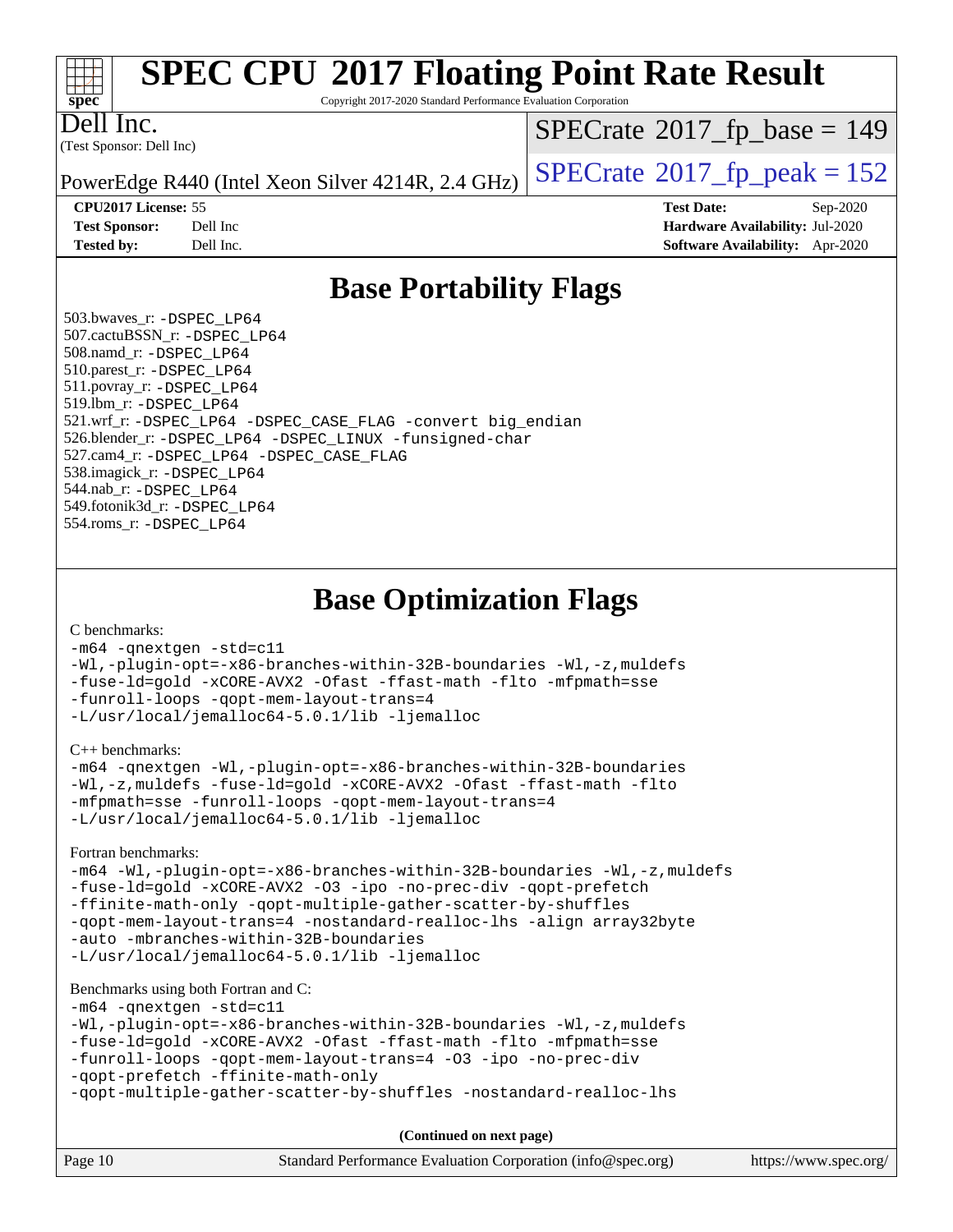# SPEC CPU 2017 Floating Point Rate Result

Copyright 2017-2020 Standard Performance Evaluation Corporation

Dell Inc.
(Test Sponsor: Dell Inc)

PowerEdge R440 (Intel Xeon Silver 4214R, 2.4 GHz)

SPECrate 2017_fp_base = 149

SPECrate 2017_fp_peak = 152

**CPU2017 License:** 55
**Test Sponsor:** Dell Inc
**Tested by:** Dell Inc.

**Test Date:** Sep-2020
**Hardware Availability:** Jul-2020
**Software Availability:** Apr-2020

## Base Portability Flags

503.bwaves_r: -DSPEC_LP64
507.cactuBSSN_r: -DSPEC_LP64
508.namd_r: -DSPEC_LP64
510.parest_r: -DSPEC_LP64
511.povray_r: -DSPEC_LP64
519.lbm_r: -DSPEC_LP64
521.wrf_r: -DSPEC_LP64 -DSPEC_CASE_FLAG -convert big_endian
526.blender_r: -DSPEC_LP64 -DSPEC_LINUX -funsigned-char
527.cam4_r: -DSPEC_LP64 -DSPEC_CASE_FLAG
538.imagick_r: -DSPEC_LP64
544.nab_r: -DSPEC_LP64
549.fotonik3d_r: -DSPEC_LP64
554.roms_r: -DSPEC_LP64

## Base Optimization Flags

C benchmarks:
```
-m64 -qnextgen -std=c11
-Wl,-plugin-opt=-x86-branches-within-32B-boundaries -Wl,-z,muldefs
-fuse-ld=gold -xCORE-AVX2 -Ofast -ffast-math -flto -mfpmath=sse
-funroll-loops -qopt-mem-layout-trans=4
-L/usr/local/jemalloc64-5.0.1/lib -ljemalloc
```

C++ benchmarks:
```
-m64 -qnextgen -Wl,-plugin-opt=-x86-branches-within-32B-boundaries
-Wl,-z,muldefs -fuse-ld=gold -xCORE-AVX2 -Ofast -ffast-math -flto
-mfpmath=sse -funroll-loops -qopt-mem-layout-trans=4
-L/usr/local/jemalloc64-5.0.1/lib -ljemalloc
```

Fortran benchmarks:
```
-m64 -Wl,-plugin-opt=-x86-branches-within-32B-boundaries -Wl,-z,muldefs
-fuse-ld=gold -xCORE-AVX2 -O3 -ipo -no-prec-div -qopt-prefetch
-ffinite-math-only -qopt-multiple-gather-scatter-by-shuffles
-qopt-mem-layout-trans=4 -nostandard-realloc-lhs -align array32byte
-auto -mbranches-within-32B-boundaries
-L/usr/local/jemalloc64-5.0.1/lib -ljemalloc
```

Benchmarks using both Fortran and C:
```
-m64 -qnextgen -std=c11
-Wl,-plugin-opt=-x86-branches-within-32B-boundaries -Wl,-z,muldefs
-fuse-ld=gold -xCORE-AVX2 -Ofast -ffast-math -flto -mfpmath=sse
-funroll-loops -qopt-mem-layout-trans=4 -O3 -ipo -no-prec-div
-qopt-prefetch -ffinite-math-only
-qopt-multiple-gather-scatter-by-shuffles -nostandard-realloc-lhs
```

**(Continued on next page)**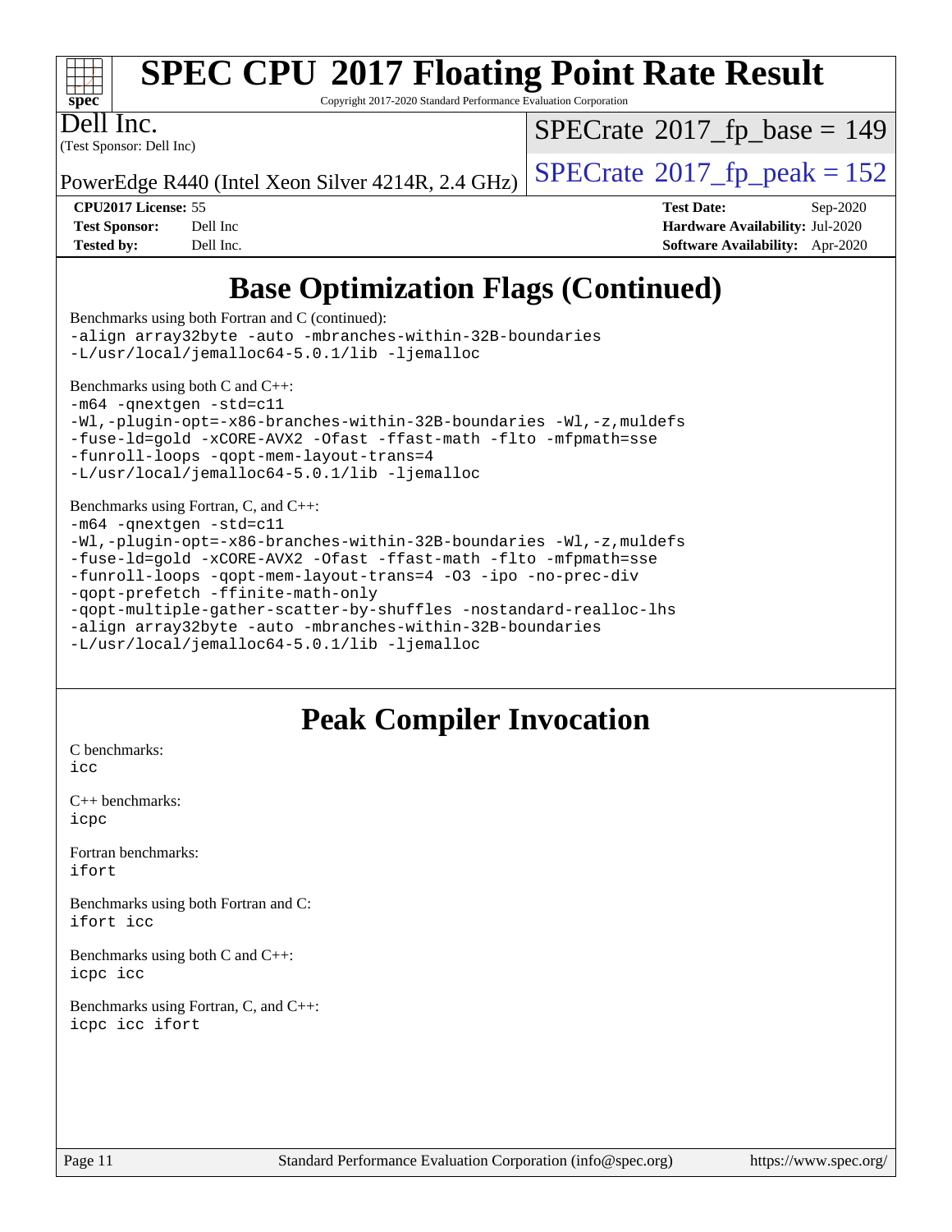# SPEC CPU 2017 Floating Point Rate Result

Copyright 2017-2020 Standard Performance Evaluation Corporation

**Dell Inc.**
(Test Sponsor: Dell Inc)

PowerEdge R440 (Intel Xeon Silver 4214R, 2.4 GHz)

SPECrate 2017_fp_base = 149

SPECrate 2017_fp_peak = 152

| | | | |
|---|---|---|---|
| **CPU2017 License:** | 55 | **Test Date:** | Sep-2020 |
| **Test Sponsor:** | Dell Inc | **Hardware Availability:** | Jul-2020 |
| **Tested by:** | Dell Inc. | **Software Availability:** | Apr-2020 |

## Base Optimization Flags (Continued)

Benchmarks using both Fortran and C (continued):

```
-align array32byte -auto -mbranches-within-32B-boundaries
-L/usr/local/jemalloc64-5.0.1/lib -ljemalloc
```

Benchmarks using both C and C++:

```
-m64 -qnextgen -std=c11
-Wl,-plugin-opt=-x86-branches-within-32B-boundaries -Wl,-z,muldefs
-fuse-ld=gold -xCORE-AVX2 -Ofast -ffast-math -flto -mfpmath=sse
-funroll-loops -qopt-mem-layout-trans=4
-L/usr/local/jemalloc64-5.0.1/lib -ljemalloc
```

Benchmarks using Fortran, C, and C++:

```
-m64 -qnextgen -std=c11
-Wl,-plugin-opt=-x86-branches-within-32B-boundaries -Wl,-z,muldefs
-fuse-ld=gold -xCORE-AVX2 -Ofast -ffast-math -flto -mfpmath=sse
-funroll-loops -qopt-mem-layout-trans=4 -O3 -ipo -no-prec-div
-qopt-prefetch -ffinite-math-only
-qopt-multiple-gather-scatter-by-shuffles -nostandard-realloc-lhs
-align array32byte -auto -mbranches-within-32B-boundaries
-L/usr/local/jemalloc64-5.0.1/lib -ljemalloc
```

## Peak Compiler Invocation

C benchmarks:
`icc`

C++ benchmarks:
`icpc`

Fortran benchmarks:
`ifort`

Benchmarks using both Fortran and C:
`ifort icc`

Benchmarks using both C and C++:
`icpc icc`

Benchmarks using Fortran, C, and C++:
`icpc icc ifort`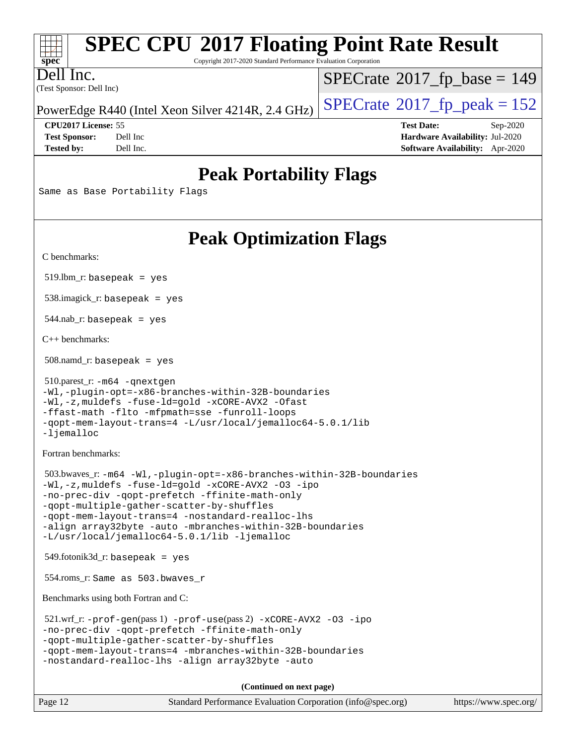# Peak Portability Flags

Same as Base Portability Flags

# Peak Optimization Flags

C benchmarks:

519.lbm_r: basepeak = yes

538.imagick_r: basepeak = yes

544.nab_r: basepeak = yes

C++ benchmarks:

508.namd_r: basepeak = yes

510.parest_r: -m64 -qnextgen
-Wl,-plugin-opt=-x86-branches-within-32B-boundaries
-Wl,-z,muldefs -fuse-ld=gold -xCORE-AVX2 -Ofast
-ffast-math -flto -mfpmath=sse -funroll-loops
-qopt-mem-layout-trans=4 -L/usr/local/jemalloc64-5.0.1/lib
-ljemalloc

Fortran benchmarks:

503.bwaves_r: -m64 -Wl,-plugin-opt=-x86-branches-within-32B-boundaries
-Wl,-z,muldefs -fuse-ld=gold -xCORE-AVX2 -O3 -ipo
-no-prec-div -qopt-prefetch -ffinite-math-only
-qopt-multiple-gather-scatter-by-shuffles
-qopt-mem-layout-trans=4 -nostandard-realloc-lhs
-align array32byte -auto -mbranches-within-32B-boundaries
-L/usr/local/jemalloc64-5.0.1/lib -ljemalloc

549.fotonik3d_r: basepeak = yes

554.roms_r: Same as 503.bwaves_r

Benchmarks using both Fortran and C:

521.wrf_r: -prof-gen(pass 1) -prof-use(pass 2) -xCORE-AVX2 -O3 -ipo
-no-prec-div -qopt-prefetch -ffinite-math-only
-qopt-multiple-gather-scatter-by-shuffles
-qopt-mem-layout-trans=4 -mbranches-within-32B-boundaries
-nostandard-realloc-lhs -align array32byte -auto

**(Continued on next page)**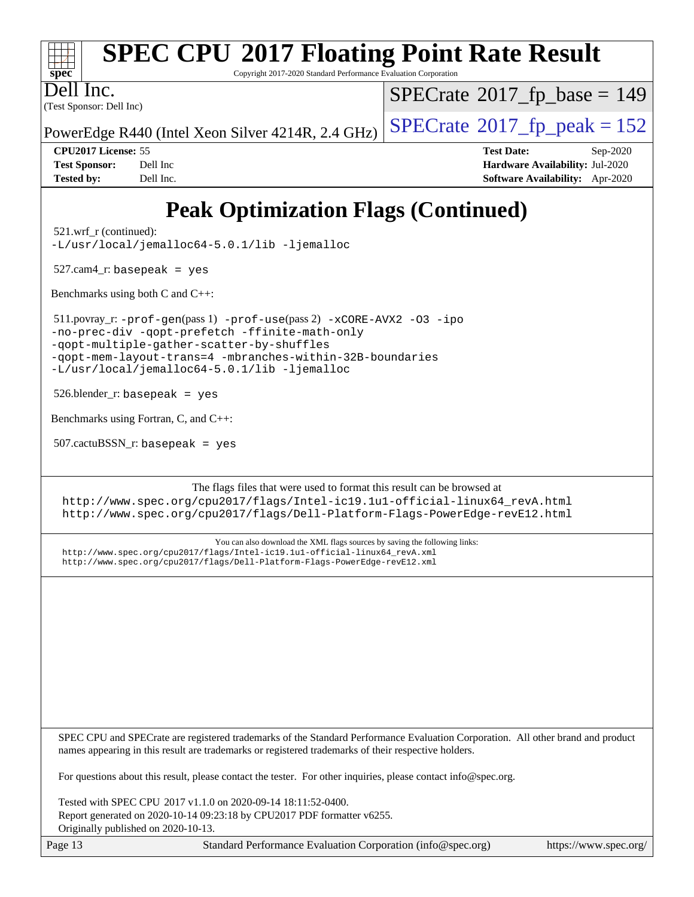# Peak Optimization Flags (Continued)

521.wrf_r (continued):
`-L/usr/local/jemalloc64-5.0.1/lib -ljemalloc`

527.cam4_r: `basepeak = yes`

Benchmarks using both C and C++:

511.povray_r: `-prof-gen`(pass 1) `-prof-use`(pass 2) `-xCORE-AVX2 -O3 -ipo -no-prec-div -qopt-prefetch -ffinite-math-only -qopt-multiple-gather-scatter-by-shuffles -qopt-mem-layout-trans=4 -mbranches-within-32B-boundaries -L/usr/local/jemalloc64-5.0.1/lib -ljemalloc`

526.blender_r: `basepeak = yes`

Benchmarks using Fortran, C, and C++:

507.cactuBSSN_r: `basepeak = yes`

The flags files that were used to format this result can be browsed at
http://www.spec.org/cpu2017/flags/Intel-ic19.1u1-official-linux64_revA.html
http://www.spec.org/cpu2017/flags/Dell-Platform-Flags-PowerEdge-revE12.html

You can also download the XML flags sources by saving the following links:
http://www.spec.org/cpu2017/flags/Intel-ic19.1u1-official-linux64_revA.xml
http://www.spec.org/cpu2017/flags/Dell-Platform-Flags-PowerEdge-revE12.xml

SPEC CPU and SPECrate are registered trademarks of the Standard Performance Evaluation Corporation. All other brand and product names appearing in this result are trademarks or registered trademarks of their respective holders.

For questions about this result, please contact the tester. For other inquiries, please contact info@spec.org.

Tested with SPEC CPU 2017 v1.1.0 on 2020-09-14 18:11:52-0400.
Report generated on 2020-10-14 09:23:18 by CPU2017 PDF formatter v6255.
Originally published on 2020-10-13.